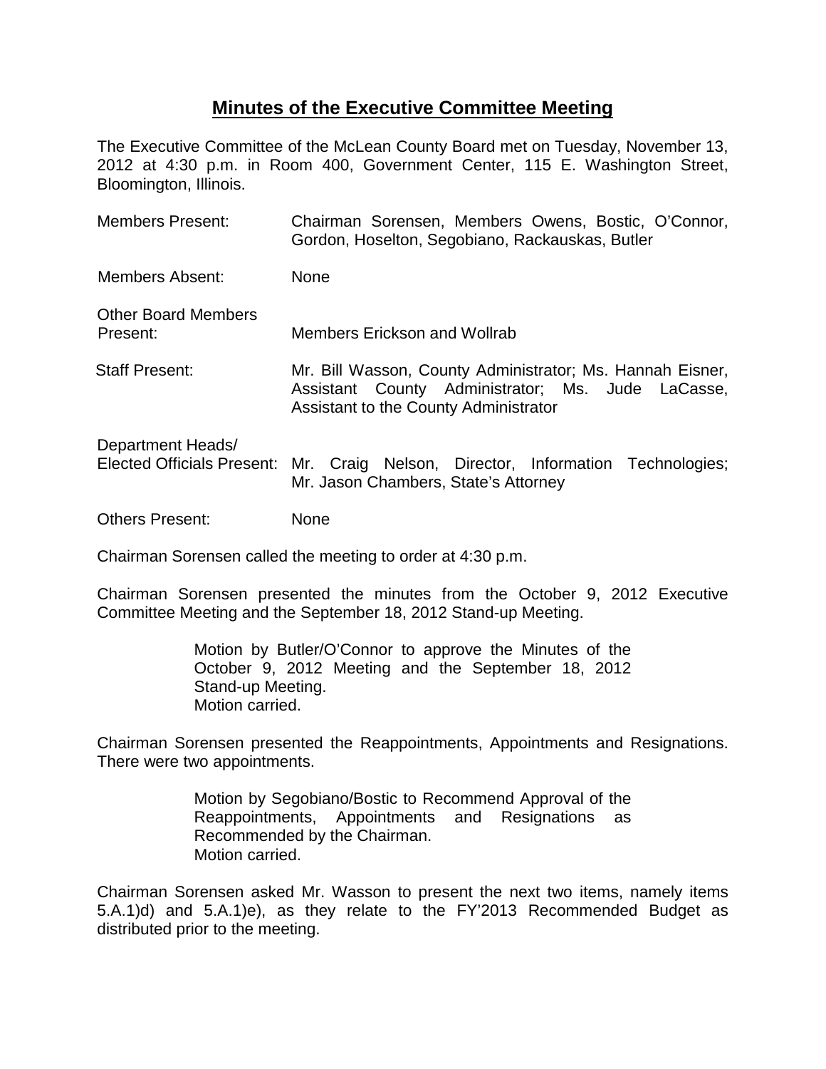# Minutes of the Executive Committee Meeting

The Executive Committee of the McLean County Board met on Tuesday, November 13, 2012 at 4:30 p.m. in Room 400, Government Center, 115 E. Washington Street, Bloomington, Illinois.

| | |
|---|---|
| Members Present: | Chairman Sorensen, Members Owens, Bostic, O'Connor, Gordon, Hoselton, Segobiano, Rackauskas, Butler |
| Members Absent: | None |
| Other Board Members Present: | Members Erickson and Wollrab |
| Staff Present: | Mr. Bill Wasson, County Administrator; Ms. Hannah Eisner, Assistant County Administrator; Ms. Jude LaCasse, Assistant to the County Administrator |
| Department Heads/ Elected Officials Present: | Mr. Craig Nelson, Director, Information Technologies; Mr. Jason Chambers, State's Attorney |
| Others Present: | None |

Chairman Sorensen called the meeting to order at 4:30 p.m.

Chairman Sorensen presented the minutes from the October 9, 2012 Executive Committee Meeting and the September 18, 2012 Stand-up Meeting.

> Motion by Butler/O'Connor to approve the Minutes of the October 9, 2012 Meeting and the September 18, 2012 Stand-up Meeting.
> Motion carried.

Chairman Sorensen presented the Reappointments, Appointments and Resignations. There were two appointments.

> Motion by Segobiano/Bostic to Recommend Approval of the Reappointments, Appointments and Resignations as Recommended by the Chairman.
> Motion carried.

Chairman Sorensen asked Mr. Wasson to present the next two items, namely items 5.A.1)d) and 5.A.1)e), as they relate to the FY'2013 Recommended Budget as distributed prior to the meeting.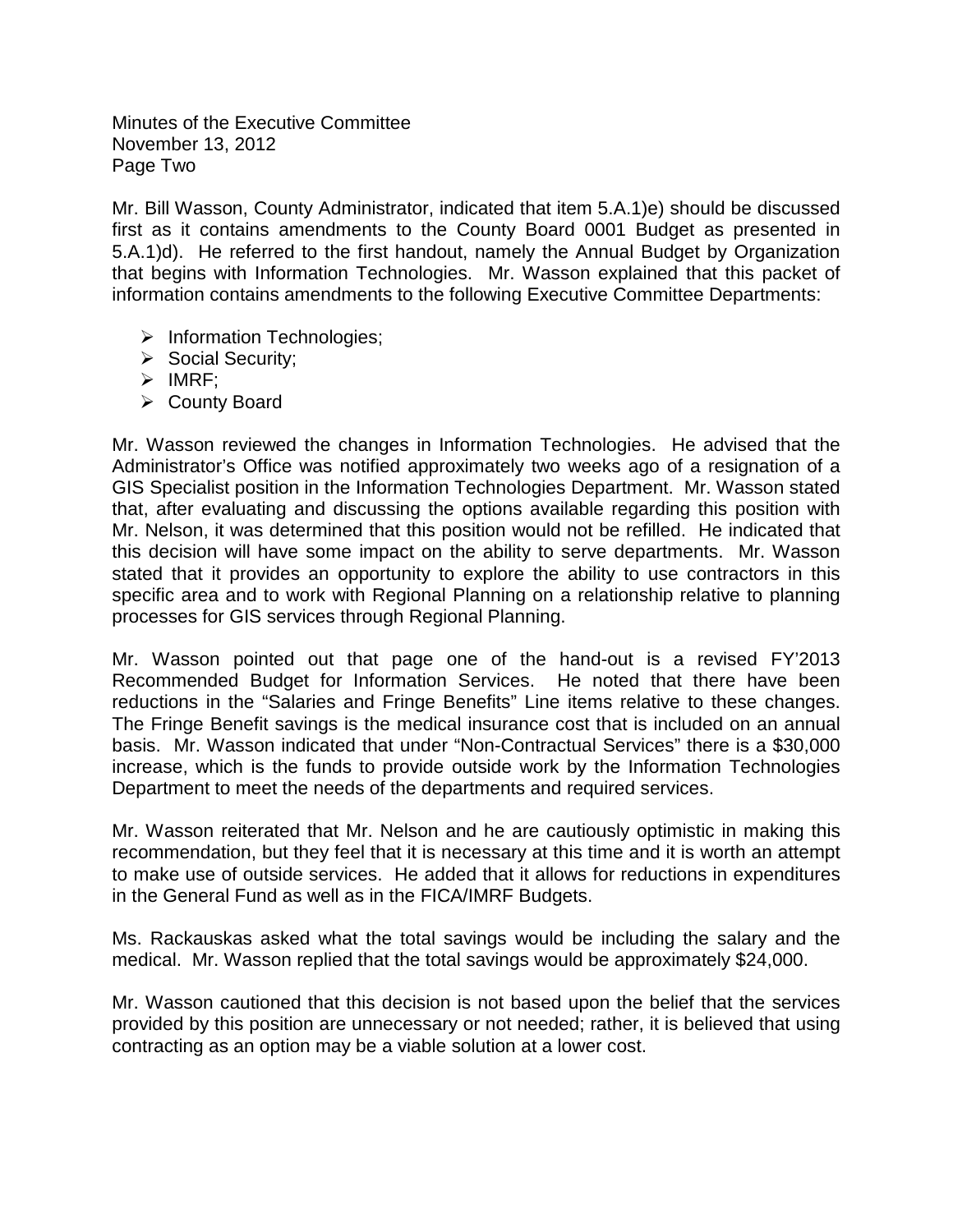Mr. Bill Wasson, County Administrator, indicated that item 5.A.1)e) should be discussed first as it contains amendments to the County Board 0001 Budget as presented in 5.A.1)d). He referred to the first handout, namely the Annual Budget by Organization that begins with Information Technologies. Mr. Wasson explained that this packet of information contains amendments to the following Executive Committee Departments:

- Information Technologies;
- Social Security;
- IMRF;
- County Board

Mr. Wasson reviewed the changes in Information Technologies. He advised that the Administrator's Office was notified approximately two weeks ago of a resignation of a GIS Specialist position in the Information Technologies Department. Mr. Wasson stated that, after evaluating and discussing the options available regarding this position with Mr. Nelson, it was determined that this position would not be refilled. He indicated that this decision will have some impact on the ability to serve departments. Mr. Wasson stated that it provides an opportunity to explore the ability to use contractors in this specific area and to work with Regional Planning on a relationship relative to planning processes for GIS services through Regional Planning.

Mr. Wasson pointed out that page one of the hand-out is a revised FY'2013 Recommended Budget for Information Services. He noted that there have been reductions in the "Salaries and Fringe Benefits" Line items relative to these changes. The Fringe Benefit savings is the medical insurance cost that is included on an annual basis. Mr. Wasson indicated that under "Non-Contractual Services" there is a $30,000 increase, which is the funds to provide outside work by the Information Technologies Department to meet the needs of the departments and required services.

Mr. Wasson reiterated that Mr. Nelson and he are cautiously optimistic in making this recommendation, but they feel that it is necessary at this time and it is worth an attempt to make use of outside services. He added that it allows for reductions in expenditures in the General Fund as well as in the FICA/IMRF Budgets.

Ms. Rackauskas asked what the total savings would be including the salary and the medical. Mr. Wasson replied that the total savings would be approximately $24,000.

Mr. Wasson cautioned that this decision is not based upon the belief that the services provided by this position are unnecessary or not needed; rather, it is believed that using contracting as an option may be a viable solution at a lower cost.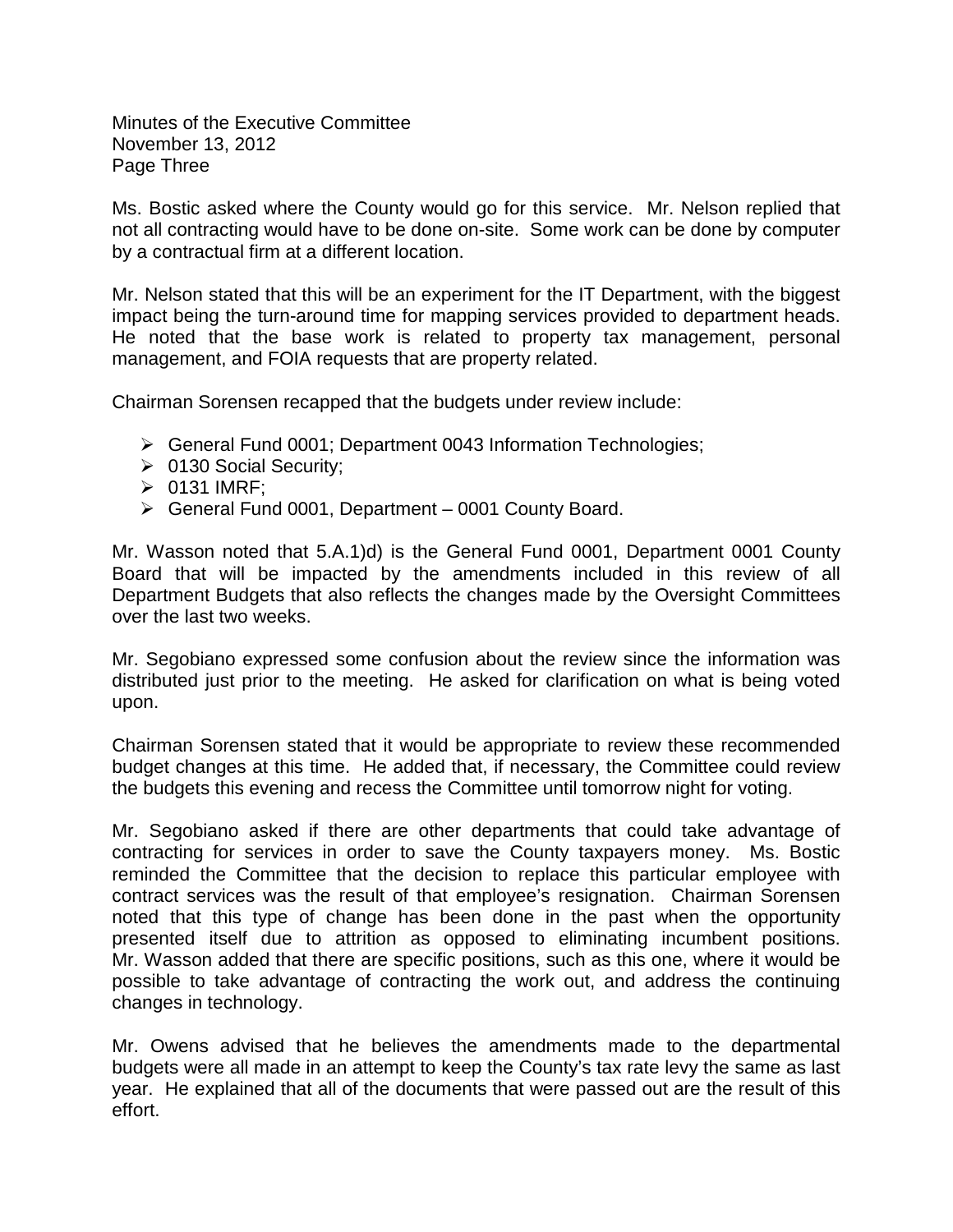Ms. Bostic asked where the County would go for this service. Mr. Nelson replied that not all contracting would have to be done on-site. Some work can be done by computer by a contractual firm at a different location.

Mr. Nelson stated that this will be an experiment for the IT Department, with the biggest impact being the turn-around time for mapping services provided to department heads. He noted that the base work is related to property tax management, personal management, and FOIA requests that are property related.

Chairman Sorensen recapped that the budgets under review include:

- General Fund 0001; Department 0043 Information Technologies;
- 0130 Social Security;
- 0131 IMRF;
- General Fund 0001, Department – 0001 County Board.

Mr. Wasson noted that 5.A.1)d) is the General Fund 0001, Department 0001 County Board that will be impacted by the amendments included in this review of all Department Budgets that also reflects the changes made by the Oversight Committees over the last two weeks.

Mr. Segobiano expressed some confusion about the review since the information was distributed just prior to the meeting. He asked for clarification on what is being voted upon.

Chairman Sorensen stated that it would be appropriate to review these recommended budget changes at this time. He added that, if necessary, the Committee could review the budgets this evening and recess the Committee until tomorrow night for voting.

Mr. Segobiano asked if there are other departments that could take advantage of contracting for services in order to save the County taxpayers money. Ms. Bostic reminded the Committee that the decision to replace this particular employee with contract services was the result of that employee's resignation. Chairman Sorensen noted that this type of change has been done in the past when the opportunity presented itself due to attrition as opposed to eliminating incumbent positions. Mr. Wasson added that there are specific positions, such as this one, where it would be possible to take advantage of contracting the work out, and address the continuing changes in technology.

Mr. Owens advised that he believes the amendments made to the departmental budgets were all made in an attempt to keep the County's tax rate levy the same as last year. He explained that all of the documents that were passed out are the result of this effort.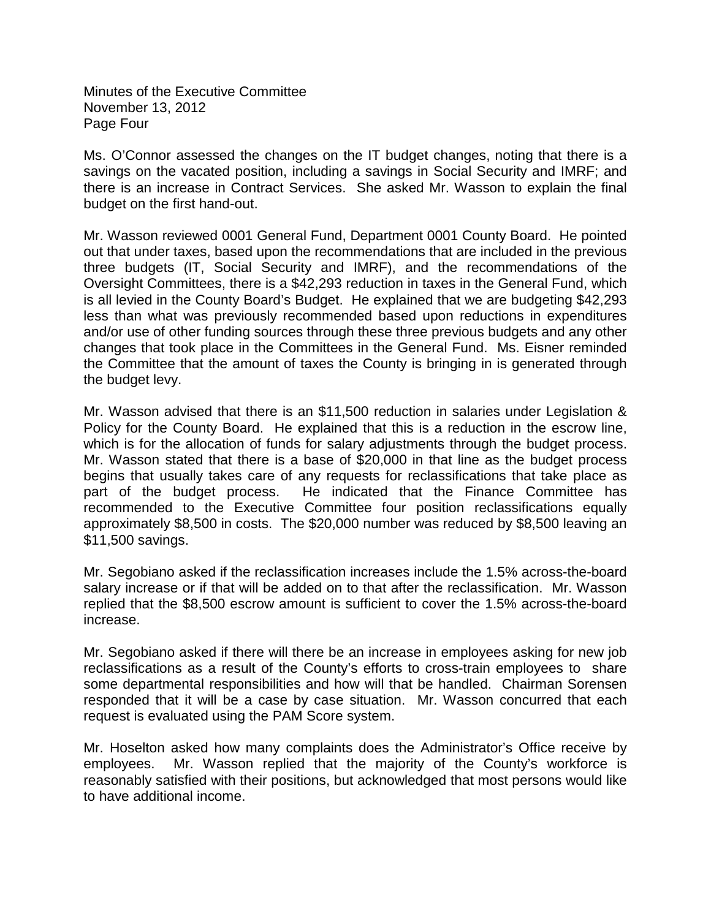Minutes of the Executive Committee
November 13, 2012
Page Four

Ms. O'Connor assessed the changes on the IT budget changes, noting that there is a savings on the vacated position, including a savings in Social Security and IMRF; and there is an increase in Contract Services. She asked Mr. Wasson to explain the final budget on the first hand-out.

Mr. Wasson reviewed 0001 General Fund, Department 0001 County Board. He pointed out that under taxes, based upon the recommendations that are included in the previous three budgets (IT, Social Security and IMRF), and the recommendations of the Oversight Committees, there is a $42,293 reduction in taxes in the General Fund, which is all levied in the County Board's Budget. He explained that we are budgeting $42,293 less than what was previously recommended based upon reductions in expenditures and/or use of other funding sources through these three previous budgets and any other changes that took place in the Committees in the General Fund. Ms. Eisner reminded the Committee that the amount of taxes the County is bringing in is generated through the budget levy.

Mr. Wasson advised that there is an $11,500 reduction in salaries under Legislation & Policy for the County Board. He explained that this is a reduction in the escrow line, which is for the allocation of funds for salary adjustments through the budget process. Mr. Wasson stated that there is a base of $20,000 in that line as the budget process begins that usually takes care of any requests for reclassifications that take place as part of the budget process. He indicated that the Finance Committee has recommended to the Executive Committee four position reclassifications equally approximately $8,500 in costs. The $20,000 number was reduced by $8,500 leaving an $11,500 savings.

Mr. Segobiano asked if the reclassification increases include the 1.5% across-the-board salary increase or if that will be added on to that after the reclassification. Mr. Wasson replied that the $8,500 escrow amount is sufficient to cover the 1.5% across-the-board increase.

Mr. Segobiano asked if there will there be an increase in employees asking for new job reclassifications as a result of the County's efforts to cross-train employees to share some departmental responsibilities and how will that be handled. Chairman Sorensen responded that it will be a case by case situation. Mr. Wasson concurred that each request is evaluated using the PAM Score system.

Mr. Hoselton asked how many complaints does the Administrator's Office receive by employees. Mr. Wasson replied that the majority of the County's workforce is reasonably satisfied with their positions, but acknowledged that most persons would like to have additional income.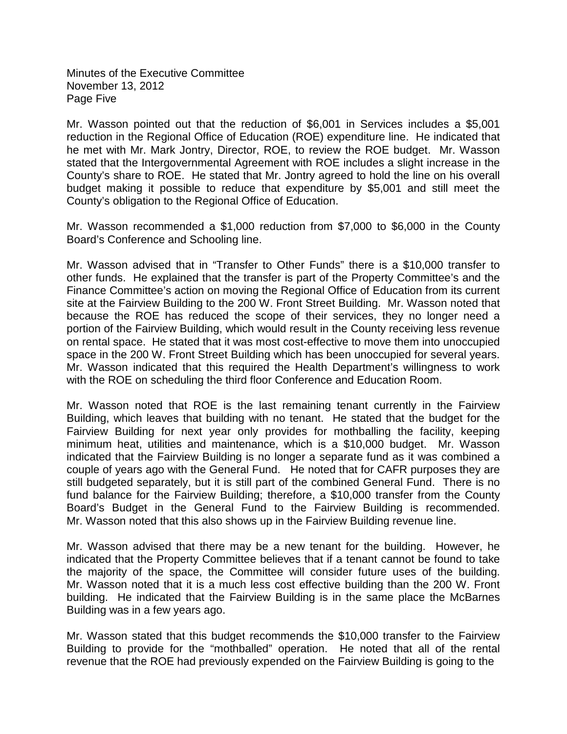Mr. Wasson pointed out that the reduction of $6,001 in Services includes a $5,001 reduction in the Regional Office of Education (ROE) expenditure line. He indicated that he met with Mr. Mark Jontry, Director, ROE, to review the ROE budget. Mr. Wasson stated that the Intergovernmental Agreement with ROE includes a slight increase in the County's share to ROE. He stated that Mr. Jontry agreed to hold the line on his overall budget making it possible to reduce that expenditure by $5,001 and still meet the County's obligation to the Regional Office of Education.

Mr. Wasson recommended a $1,000 reduction from $7,000 to $6,000 in the County Board's Conference and Schooling line.

Mr. Wasson advised that in "Transfer to Other Funds" there is a $10,000 transfer to other funds. He explained that the transfer is part of the Property Committee's and the Finance Committee's action on moving the Regional Office of Education from its current site at the Fairview Building to the 200 W. Front Street Building. Mr. Wasson noted that because the ROE has reduced the scope of their services, they no longer need a portion of the Fairview Building, which would result in the County receiving less revenue on rental space. He stated that it was most cost-effective to move them into unoccupied space in the 200 W. Front Street Building which has been unoccupied for several years. Mr. Wasson indicated that this required the Health Department's willingness to work with the ROE on scheduling the third floor Conference and Education Room.

Mr. Wasson noted that ROE is the last remaining tenant currently in the Fairview Building, which leaves that building with no tenant. He stated that the budget for the Fairview Building for next year only provides for mothballing the facility, keeping minimum heat, utilities and maintenance, which is a $10,000 budget. Mr. Wasson indicated that the Fairview Building is no longer a separate fund as it was combined a couple of years ago with the General Fund. He noted that for CAFR purposes they are still budgeted separately, but it is still part of the combined General Fund. There is no fund balance for the Fairview Building; therefore, a $10,000 transfer from the County Board's Budget in the General Fund to the Fairview Building is recommended. Mr. Wasson noted that this also shows up in the Fairview Building revenue line.

Mr. Wasson advised that there may be a new tenant for the building. However, he indicated that the Property Committee believes that if a tenant cannot be found to take the majority of the space, the Committee will consider future uses of the building. Mr. Wasson noted that it is a much less cost effective building than the 200 W. Front building. He indicated that the Fairview Building is in the same place the McBarnes Building was in a few years ago.

Mr. Wasson stated that this budget recommends the $10,000 transfer to the Fairview Building to provide for the "mothballed" operation. He noted that all of the rental revenue that the ROE had previously expended on the Fairview Building is going to the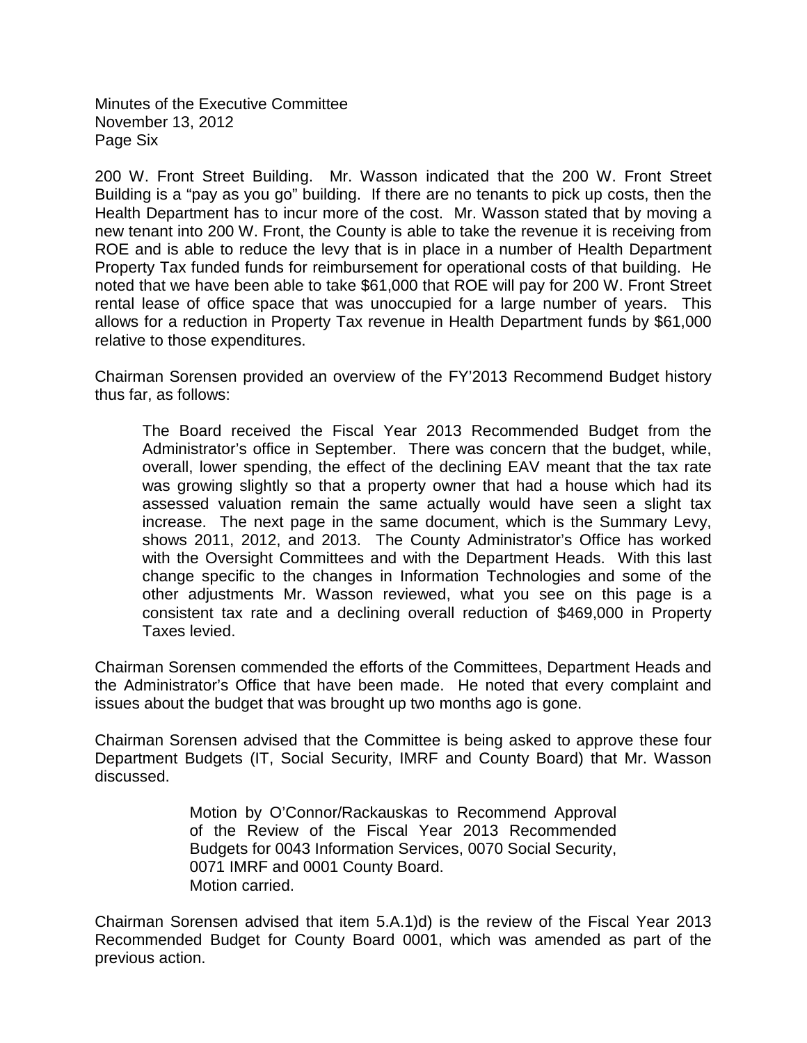200 W. Front Street Building. Mr. Wasson indicated that the 200 W. Front Street Building is a "pay as you go" building. If there are no tenants to pick up costs, then the Health Department has to incur more of the cost. Mr. Wasson stated that by moving a new tenant into 200 W. Front, the County is able to take the revenue it is receiving from ROE and is able to reduce the levy that is in place in a number of Health Department Property Tax funded funds for reimbursement for operational costs of that building. He noted that we have been able to take $61,000 that ROE will pay for 200 W. Front Street rental lease of office space that was unoccupied for a large number of years. This allows for a reduction in Property Tax revenue in Health Department funds by $61,000 relative to those expenditures.

Chairman Sorensen provided an overview of the FY'2013 Recommend Budget history thus far, as follows:

> The Board received the Fiscal Year 2013 Recommended Budget from the Administrator's office in September. There was concern that the budget, while, overall, lower spending, the effect of the declining EAV meant that the tax rate was growing slightly so that a property owner that had a house which had its assessed valuation remain the same actually would have seen a slight tax increase. The next page in the same document, which is the Summary Levy, shows 2011, 2012, and 2013. The County Administrator's Office has worked with the Oversight Committees and with the Department Heads. With this last change specific to the changes in Information Technologies and some of the other adjustments Mr. Wasson reviewed, what you see on this page is a consistent tax rate and a declining overall reduction of $469,000 in Property Taxes levied.

Chairman Sorensen commended the efforts of the Committees, Department Heads and the Administrator's Office that have been made. He noted that every complaint and issues about the budget that was brought up two months ago is gone.

Chairman Sorensen advised that the Committee is being asked to approve these four Department Budgets (IT, Social Security, IMRF and County Board) that Mr. Wasson discussed.

> Motion by O'Connor/Rackauskas to Recommend Approval of the Review of the Fiscal Year 2013 Recommended Budgets for 0043 Information Services, 0070 Social Security, 0071 IMRF and 0001 County Board.
> Motion carried.

Chairman Sorensen advised that item 5.A.1)d) is the review of the Fiscal Year 2013 Recommended Budget for County Board 0001, which was amended as part of the previous action.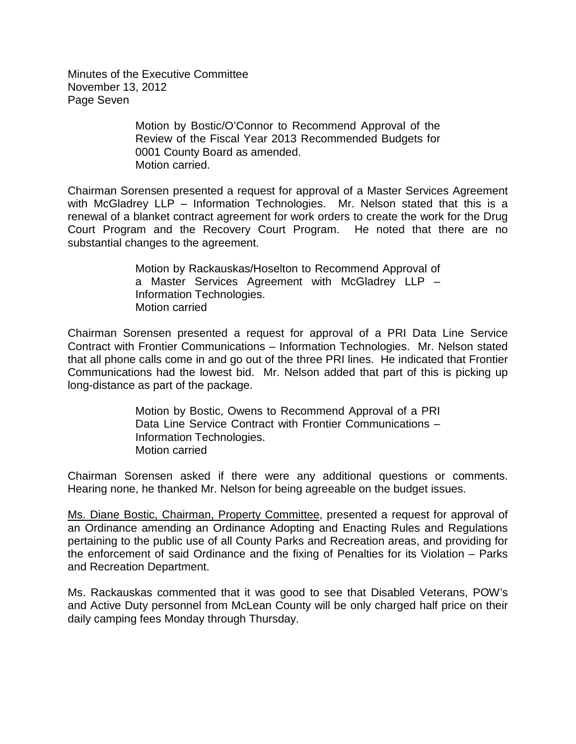Motion by Bostic/O'Connor to Recommend Approval of the Review of the Fiscal Year 2013 Recommended Budgets for 0001 County Board as amended.
Motion carried.

Chairman Sorensen presented a request for approval of a Master Services Agreement with McGladrey LLP – Information Technologies. Mr. Nelson stated that this is a renewal of a blanket contract agreement for work orders to create the work for the Drug Court Program and the Recovery Court Program. He noted that there are no substantial changes to the agreement.

Motion by Rackauskas/Hoselton to Recommend Approval of a Master Services Agreement with McGladrey LLP – Information Technologies.
Motion carried

Chairman Sorensen presented a request for approval of a PRI Data Line Service Contract with Frontier Communications – Information Technologies. Mr. Nelson stated that all phone calls come in and go out of the three PRI lines. He indicated that Frontier Communications had the lowest bid. Mr. Nelson added that part of this is picking up long-distance as part of the package.

Motion by Bostic, Owens to Recommend Approval of a PRI Data Line Service Contract with Frontier Communications – Information Technologies.
Motion carried

Chairman Sorensen asked if there were any additional questions or comments. Hearing none, he thanked Mr. Nelson for being agreeable on the budget issues.

Ms. Diane Bostic, Chairman, Property Committee, presented a request for approval of an Ordinance amending an Ordinance Adopting and Enacting Rules and Regulations pertaining to the public use of all County Parks and Recreation areas, and providing for the enforcement of said Ordinance and the fixing of Penalties for its Violation – Parks and Recreation Department.

Ms. Rackauskas commented that it was good to see that Disabled Veterans, POW's and Active Duty personnel from McLean County will be only charged half price on their daily camping fees Monday through Thursday.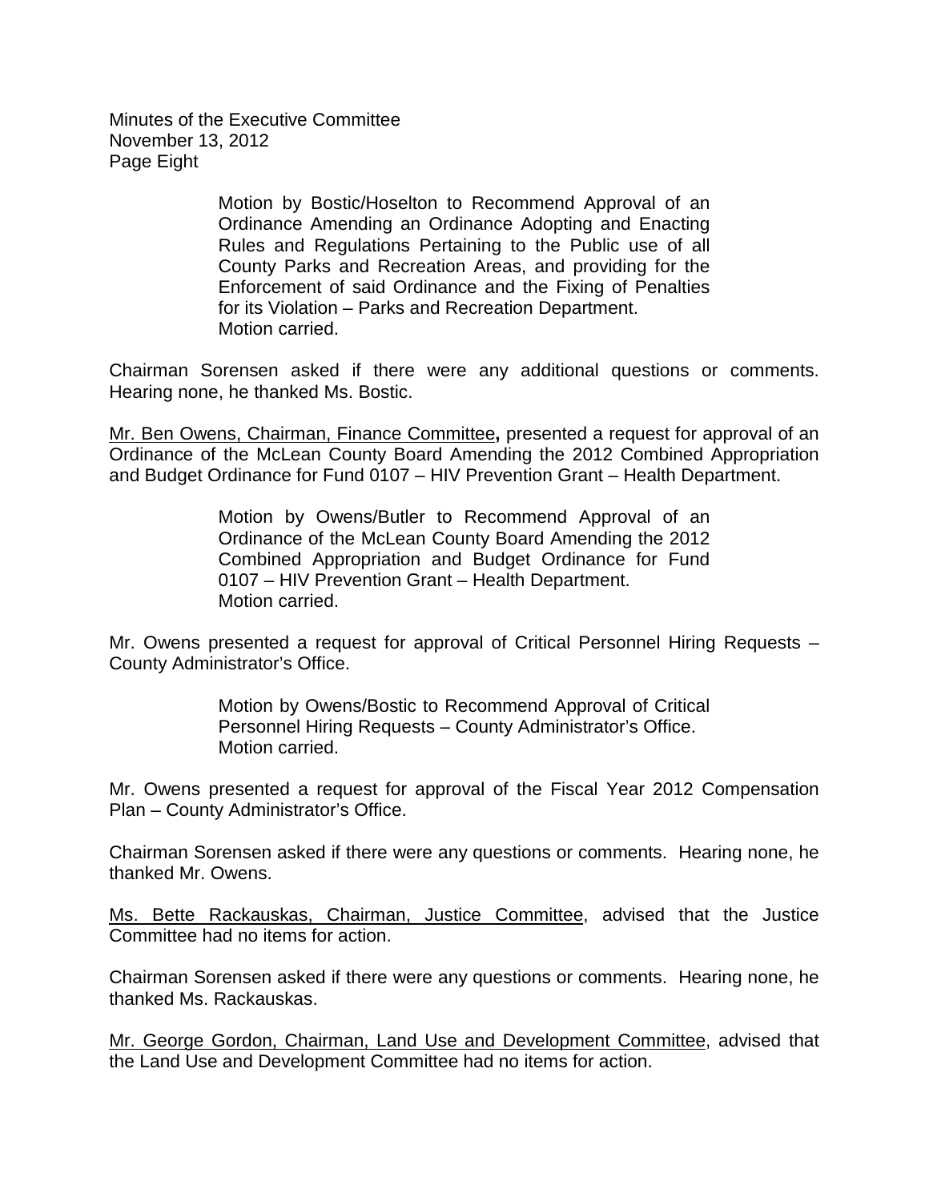Motion by Bostic/Hoselton to Recommend Approval of an Ordinance Amending an Ordinance Adopting and Enacting Rules and Regulations Pertaining to the Public use of all County Parks and Recreation Areas, and providing for the Enforcement of said Ordinance and the Fixing of Penalties for its Violation – Parks and Recreation Department.
Motion carried.

Chairman Sorensen asked if there were any additional questions or comments. Hearing none, he thanked Ms. Bostic.

Mr. Ben Owens, Chairman, Finance Committee**,** presented a request for approval of an Ordinance of the McLean County Board Amending the 2012 Combined Appropriation and Budget Ordinance for Fund 0107 – HIV Prevention Grant – Health Department.

Motion by Owens/Butler to Recommend Approval of an Ordinance of the McLean County Board Amending the 2012 Combined Appropriation and Budget Ordinance for Fund 0107 – HIV Prevention Grant – Health Department.
Motion carried.

Mr. Owens presented a request for approval of Critical Personnel Hiring Requests – County Administrator's Office.

Motion by Owens/Bostic to Recommend Approval of Critical Personnel Hiring Requests – County Administrator's Office.
Motion carried.

Mr. Owens presented a request for approval of the Fiscal Year 2012 Compensation Plan – County Administrator's Office.

Chairman Sorensen asked if there were any questions or comments. Hearing none, he thanked Mr. Owens.

Ms. Bette Rackauskas, Chairman, Justice Committee, advised that the Justice Committee had no items for action.

Chairman Sorensen asked if there were any questions or comments. Hearing none, he thanked Ms. Rackauskas.

Mr. George Gordon, Chairman, Land Use and Development Committee, advised that the Land Use and Development Committee had no items for action.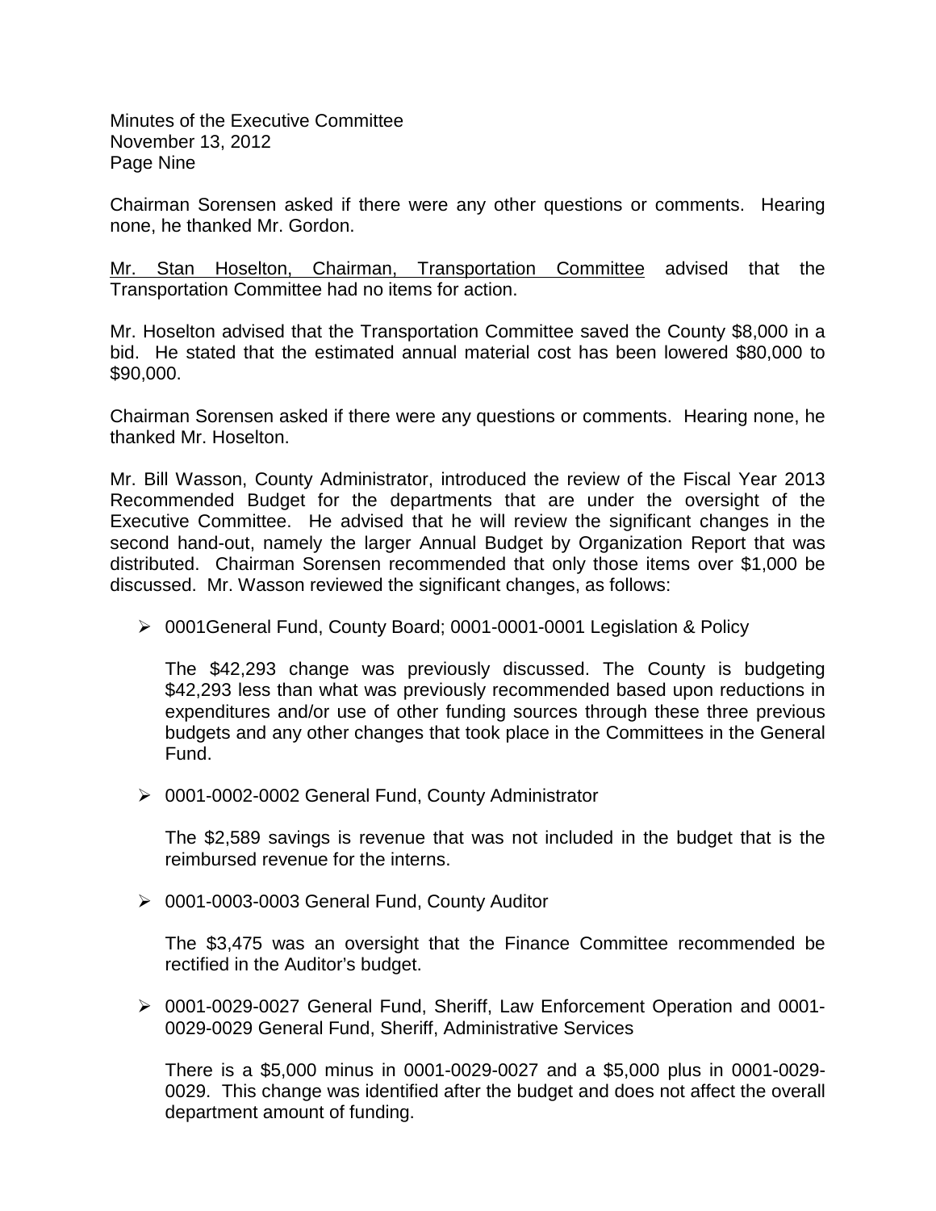Chairman Sorensen asked if there were any other questions or comments. Hearing none, he thanked Mr. Gordon.

Mr. Stan Hoselton, Chairman, Transportation Committee advised that the Transportation Committee had no items for action.

Mr. Hoselton advised that the Transportation Committee saved the County $8,000 in a bid. He stated that the estimated annual material cost has been lowered $80,000 to $90,000.

Chairman Sorensen asked if there were any questions or comments. Hearing none, he thanked Mr. Hoselton.

Mr. Bill Wasson, County Administrator, introduced the review of the Fiscal Year 2013 Recommended Budget for the departments that are under the oversight of the Executive Committee. He advised that he will review the significant changes in the second hand-out, namely the larger Annual Budget by Organization Report that was distributed. Chairman Sorensen recommended that only those items over $1,000 be discussed. Mr. Wasson reviewed the significant changes, as follows:

- 0001General Fund, County Board; 0001-0001-0001 Legislation & Policy

  The $42,293 change was previously discussed. The County is budgeting $42,293 less than what was previously recommended based upon reductions in expenditures and/or use of other funding sources through these three previous budgets and any other changes that took place in the Committees in the General Fund.

- 0001-0002-0002 General Fund, County Administrator

  The $2,589 savings is revenue that was not included in the budget that is the reimbursed revenue for the interns.

- 0001-0003-0003 General Fund, County Auditor

  The $3,475 was an oversight that the Finance Committee recommended be rectified in the Auditor's budget.

- 0001-0029-0027 General Fund, Sheriff, Law Enforcement Operation and 0001-0029-0029 General Fund, Sheriff, Administrative Services

  There is a $5,000 minus in 0001-0029-0027 and a $5,000 plus in 0001-0029-0029. This change was identified after the budget and does not affect the overall department amount of funding.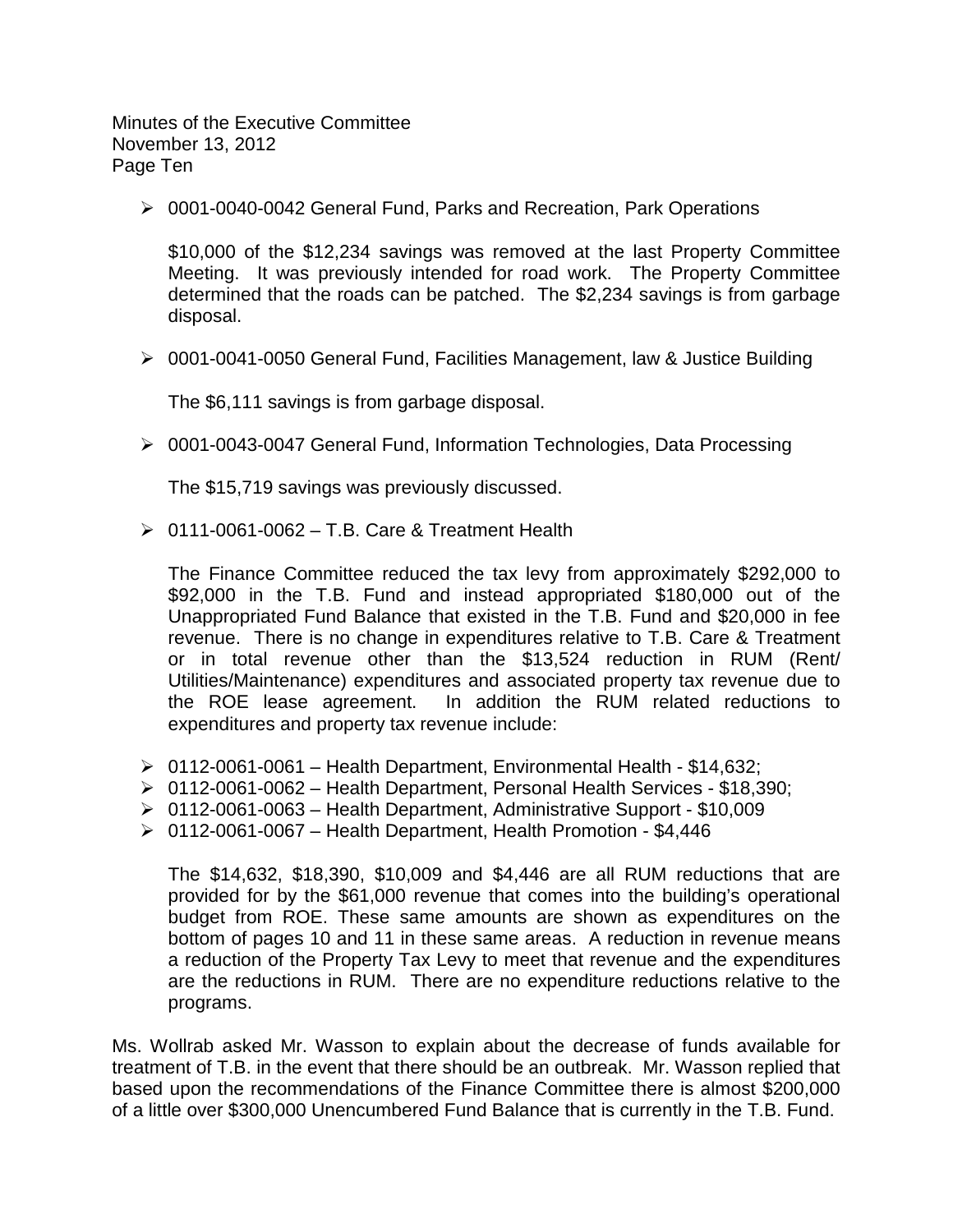- 0001-0040-0042 General Fund, Parks and Recreation, Park Operations

  $10,000 of the $12,234 savings was removed at the last Property Committee Meeting. It was previously intended for road work. The Property Committee determined that the roads can be patched. The $2,234 savings is from garbage disposal.

- 0001-0041-0050 General Fund, Facilities Management, law & Justice Building

  The $6,111 savings is from garbage disposal.

- 0001-0043-0047 General Fund, Information Technologies, Data Processing

  The $15,719 savings was previously discussed.

- 0111-0061-0062 – T.B. Care & Treatment Health

  The Finance Committee reduced the tax levy from approximately $292,000 to $92,000 in the T.B. Fund and instead appropriated $180,000 out of the Unappropriated Fund Balance that existed in the T.B. Fund and $20,000 in fee revenue. There is no change in expenditures relative to T.B. Care & Treatment or in total revenue other than the $13,524 reduction in RUM (Rent/ Utilities/Maintenance) expenditures and associated property tax revenue due to the ROE lease agreement. In addition the RUM related reductions to expenditures and property tax revenue include:

- 0112-0061-0061 – Health Department, Environmental Health - $14,632;
- 0112-0061-0062 – Health Department, Personal Health Services - $18,390;
- 0112-0061-0063 – Health Department, Administrative Support - $10,009
- 0112-0061-0067 – Health Department, Health Promotion - $4,446

  The $14,632, $18,390, $10,009 and $4,446 are all RUM reductions that are provided for by the $61,000 revenue that comes into the building's operational budget from ROE. These same amounts are shown as expenditures on the bottom of pages 10 and 11 in these same areas. A reduction in revenue means a reduction of the Property Tax Levy to meet that revenue and the expenditures are the reductions in RUM. There are no expenditure reductions relative to the programs.

Ms. Wollrab asked Mr. Wasson to explain about the decrease of funds available for treatment of T.B. in the event that there should be an outbreak. Mr. Wasson replied that based upon the recommendations of the Finance Committee there is almost $200,000 of a little over $300,000 Unencumbered Fund Balance that is currently in the T.B. Fund.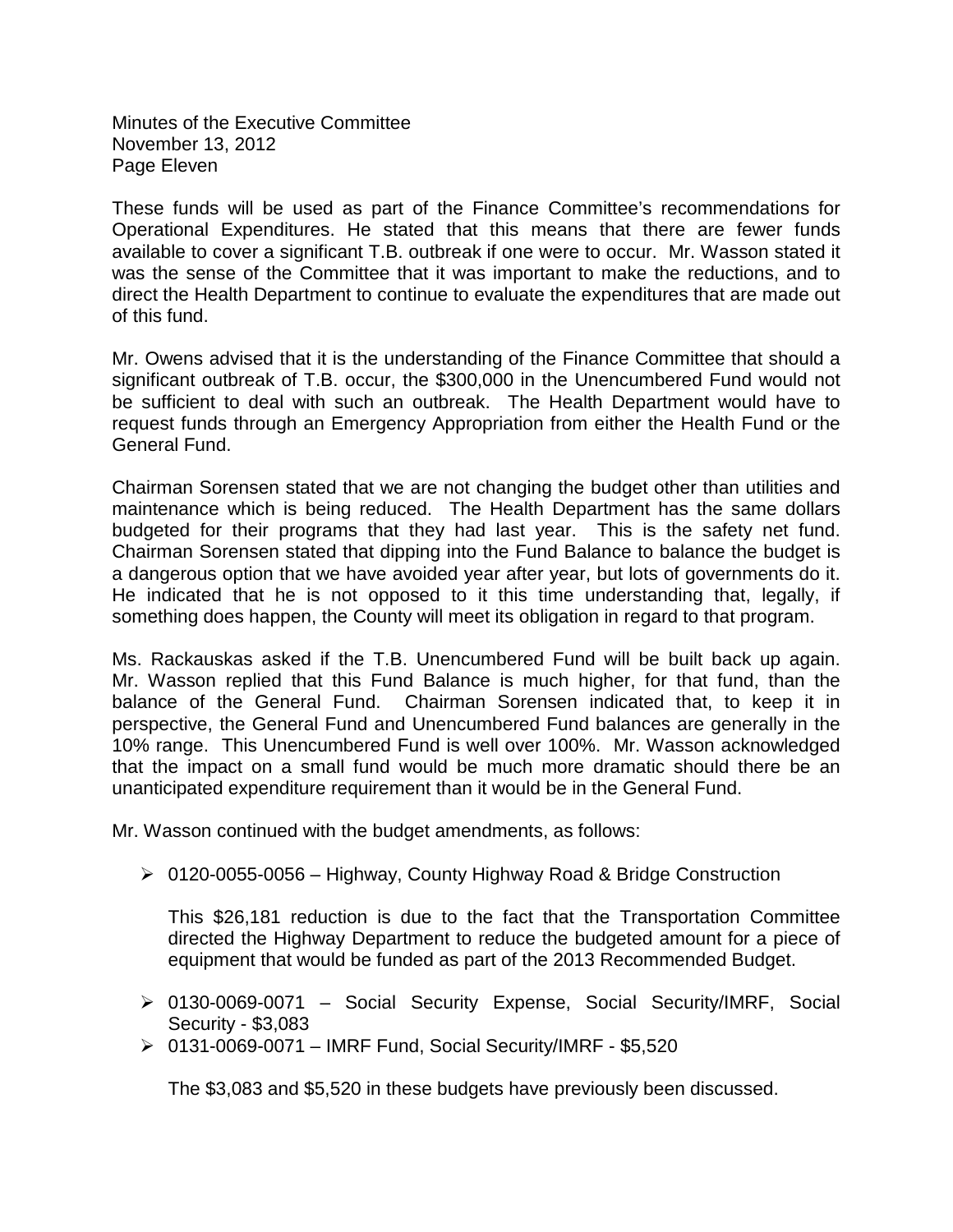These funds will be used as part of the Finance Committee's recommendations for Operational Expenditures. He stated that this means that there are fewer funds available to cover a significant T.B. outbreak if one were to occur. Mr. Wasson stated it was the sense of the Committee that it was important to make the reductions, and to direct the Health Department to continue to evaluate the expenditures that are made out of this fund.

Mr. Owens advised that it is the understanding of the Finance Committee that should a significant outbreak of T.B. occur, the $300,000 in the Unencumbered Fund would not be sufficient to deal with such an outbreak. The Health Department would have to request funds through an Emergency Appropriation from either the Health Fund or the General Fund.

Chairman Sorensen stated that we are not changing the budget other than utilities and maintenance which is being reduced. The Health Department has the same dollars budgeted for their programs that they had last year. This is the safety net fund. Chairman Sorensen stated that dipping into the Fund Balance to balance the budget is a dangerous option that we have avoided year after year, but lots of governments do it. He indicated that he is not opposed to it this time understanding that, legally, if something does happen, the County will meet its obligation in regard to that program.

Ms. Rackauskas asked if the T.B. Unencumbered Fund will be built back up again. Mr. Wasson replied that this Fund Balance is much higher, for that fund, than the balance of the General Fund. Chairman Sorensen indicated that, to keep it in perspective, the General Fund and Unencumbered Fund balances are generally in the 10% range. This Unencumbered Fund is well over 100%. Mr. Wasson acknowledged that the impact on a small fund would be much more dramatic should there be an unanticipated expenditure requirement than it would be in the General Fund.

Mr. Wasson continued with the budget amendments, as follows:

- 0120-0055-0056 – Highway, County Highway Road & Bridge Construction

  This $26,181 reduction is due to the fact that the Transportation Committee directed the Highway Department to reduce the budgeted amount for a piece of equipment that would be funded as part of the 2013 Recommended Budget.

- 0130-0069-0071 – Social Security Expense, Social Security/IMRF, Social Security - $3,083
- 0131-0069-0071 – IMRF Fund, Social Security/IMRF - $5,520

  The $3,083 and $5,520 in these budgets have previously been discussed.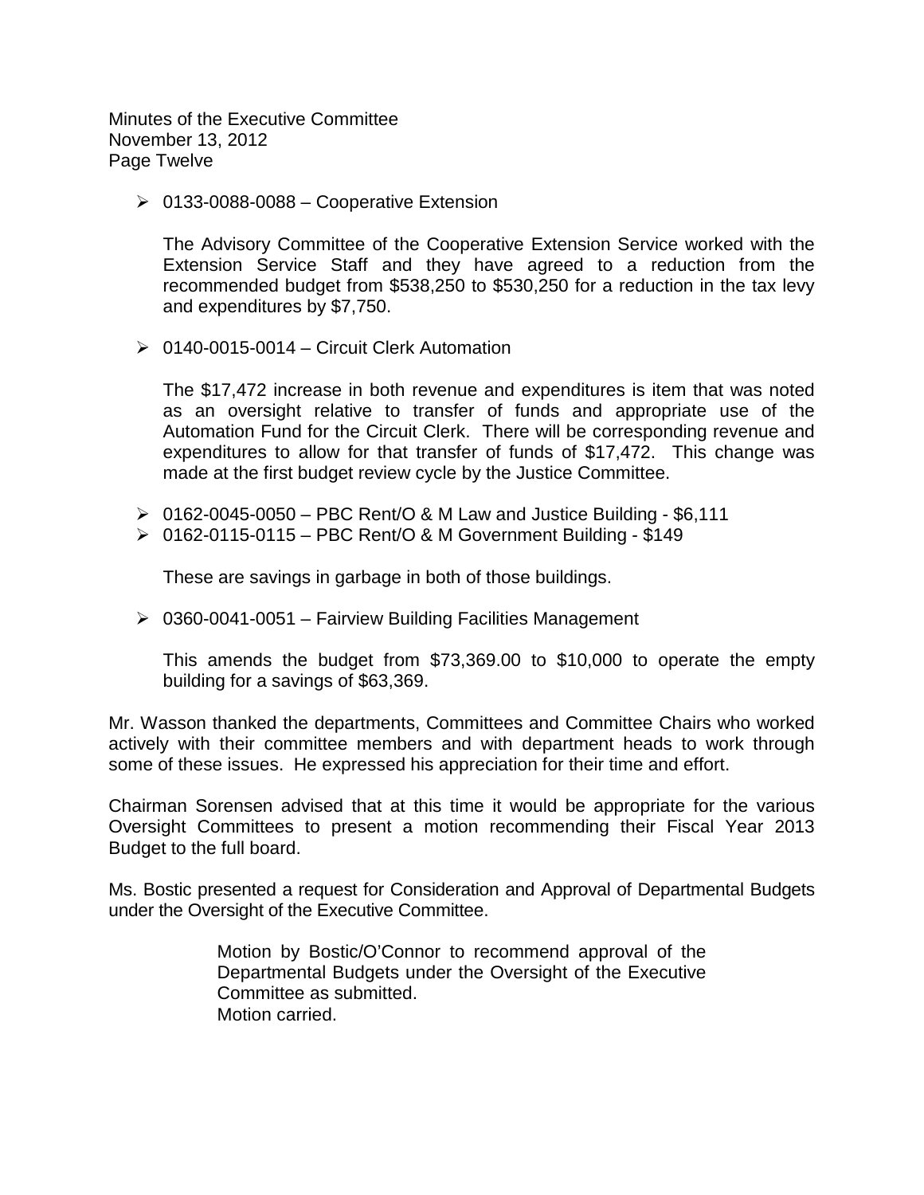- 0133-0088-0088 – Cooperative Extension

  The Advisory Committee of the Cooperative Extension Service worked with the Extension Service Staff and they have agreed to a reduction from the recommended budget from $538,250 to $530,250 for a reduction in the tax levy and expenditures by $7,750.

- 0140-0015-0014 – Circuit Clerk Automation

  The $17,472 increase in both revenue and expenditures is item that was noted as an oversight relative to transfer of funds and appropriate use of the Automation Fund for the Circuit Clerk. There will be corresponding revenue and expenditures to allow for that transfer of funds of $17,472. This change was made at the first budget review cycle by the Justice Committee.

- 0162-0045-0050 – PBC Rent/O & M Law and Justice Building - $6,111
- 0162-0115-0115 – PBC Rent/O & M Government Building - $149

  These are savings in garbage in both of those buildings.

- 0360-0041-0051 – Fairview Building Facilities Management

  This amends the budget from $73,369.00 to $10,000 to operate the empty building for a savings of $63,369.

Mr. Wasson thanked the departments, Committees and Committee Chairs who worked actively with their committee members and with department heads to work through some of these issues. He expressed his appreciation for their time and effort.

Chairman Sorensen advised that at this time it would be appropriate for the various Oversight Committees to present a motion recommending their Fiscal Year 2013 Budget to the full board.

Ms. Bostic presented a request for Consideration and Approval of Departmental Budgets under the Oversight of the Executive Committee.

> Motion by Bostic/O'Connor to recommend approval of the Departmental Budgets under the Oversight of the Executive Committee as submitted.
> Motion carried.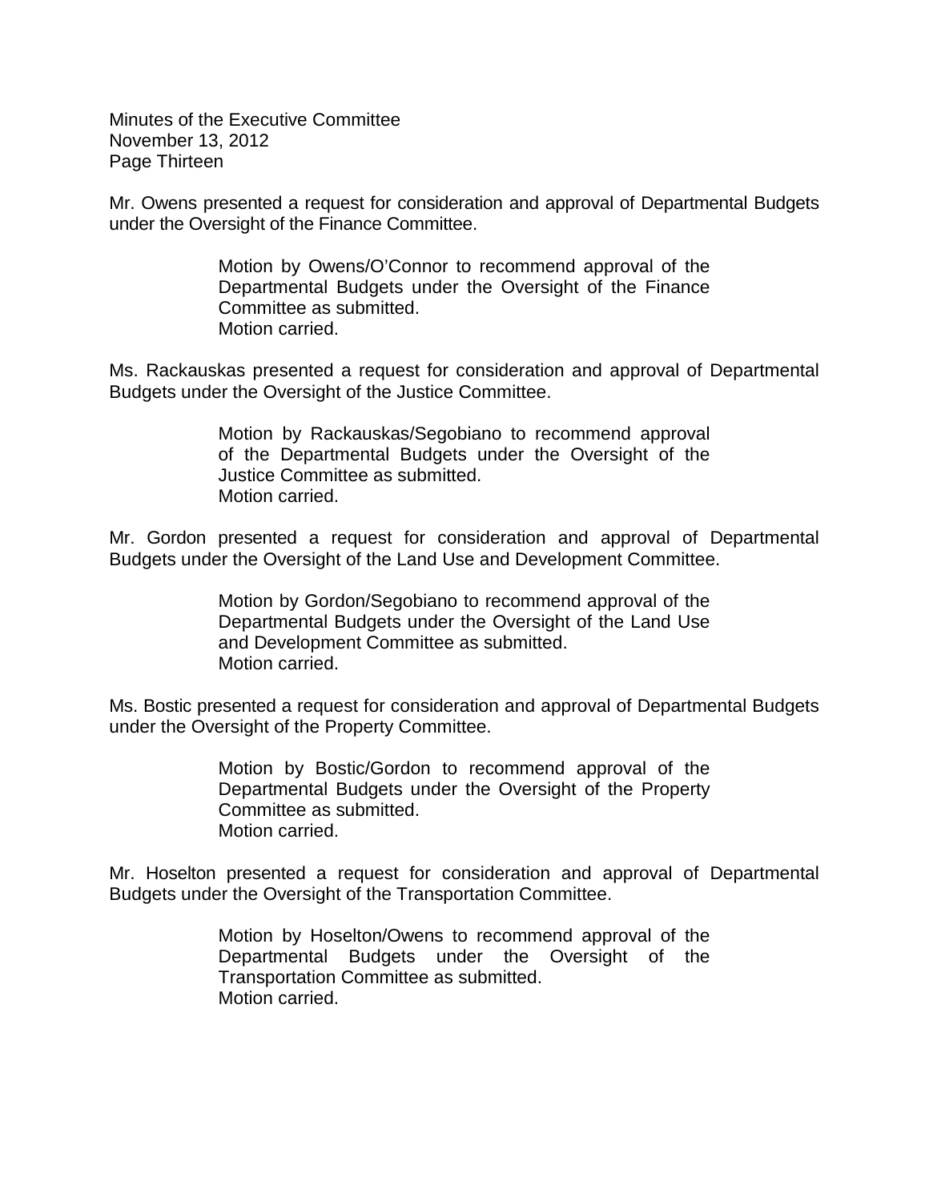Mr. Owens presented a request for consideration and approval of Departmental Budgets under the Oversight of the Finance Committee.

> Motion by Owens/O'Connor to recommend approval of the Departmental Budgets under the Oversight of the Finance Committee as submitted.
> Motion carried.

Ms. Rackauskas presented a request for consideration and approval of Departmental Budgets under the Oversight of the Justice Committee.

> Motion by Rackauskas/Segobiano to recommend approval of the Departmental Budgets under the Oversight of the Justice Committee as submitted.
> Motion carried.

Mr. Gordon presented a request for consideration and approval of Departmental Budgets under the Oversight of the Land Use and Development Committee.

> Motion by Gordon/Segobiano to recommend approval of the Departmental Budgets under the Oversight of the Land Use and Development Committee as submitted.
> Motion carried.

Ms. Bostic presented a request for consideration and approval of Departmental Budgets under the Oversight of the Property Committee.

> Motion by Bostic/Gordon to recommend approval of the Departmental Budgets under the Oversight of the Property Committee as submitted.
> Motion carried.

Mr. Hoselton presented a request for consideration and approval of Departmental Budgets under the Oversight of the Transportation Committee.

> Motion by Hoselton/Owens to recommend approval of the Departmental Budgets under the Oversight of the Transportation Committee as submitted.
> Motion carried.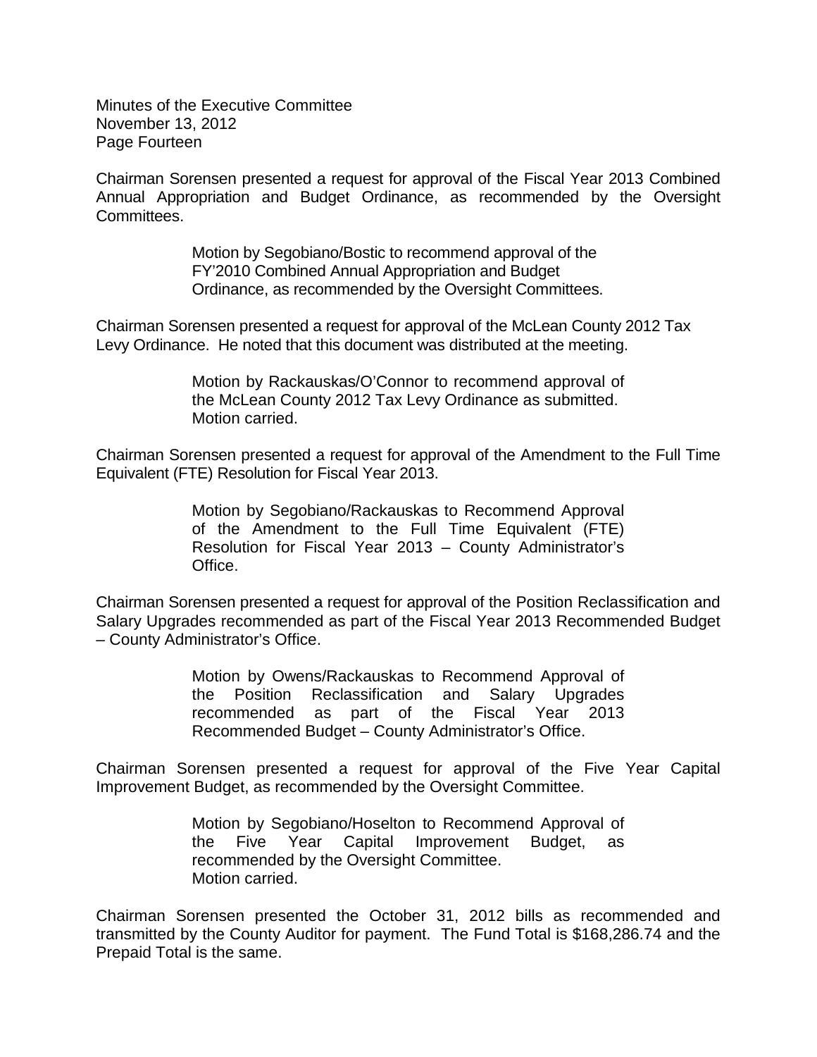Chairman Sorensen presented a request for approval of the Fiscal Year 2013 Combined Annual Appropriation and Budget Ordinance, as recommended by the Oversight Committees.

> Motion by Segobiano/Bostic to recommend approval of the FY'2010 Combined Annual Appropriation and Budget Ordinance, as recommended by the Oversight Committees.

Chairman Sorensen presented a request for approval of the McLean County 2012 Tax Levy Ordinance. He noted that this document was distributed at the meeting.

> Motion by Rackauskas/O'Connor to recommend approval of the McLean County 2012 Tax Levy Ordinance as submitted.
> Motion carried.

Chairman Sorensen presented a request for approval of the Amendment to the Full Time Equivalent (FTE) Resolution for Fiscal Year 2013.

> Motion by Segobiano/Rackauskas to Recommend Approval of the Amendment to the Full Time Equivalent (FTE) Resolution for Fiscal Year 2013 – County Administrator's Office.

Chairman Sorensen presented a request for approval of the Position Reclassification and Salary Upgrades recommended as part of the Fiscal Year 2013 Recommended Budget – County Administrator's Office.

> Motion by Owens/Rackauskas to Recommend Approval of the Position Reclassification and Salary Upgrades recommended as part of the Fiscal Year 2013 Recommended Budget – County Administrator's Office.

Chairman Sorensen presented a request for approval of the Five Year Capital Improvement Budget, as recommended by the Oversight Committee.

> Motion by Segobiano/Hoselton to Recommend Approval of the Five Year Capital Improvement Budget, as recommended by the Oversight Committee.
> Motion carried.

Chairman Sorensen presented the October 31, 2012 bills as recommended and transmitted by the County Auditor for payment. The Fund Total is $168,286.74 and the Prepaid Total is the same.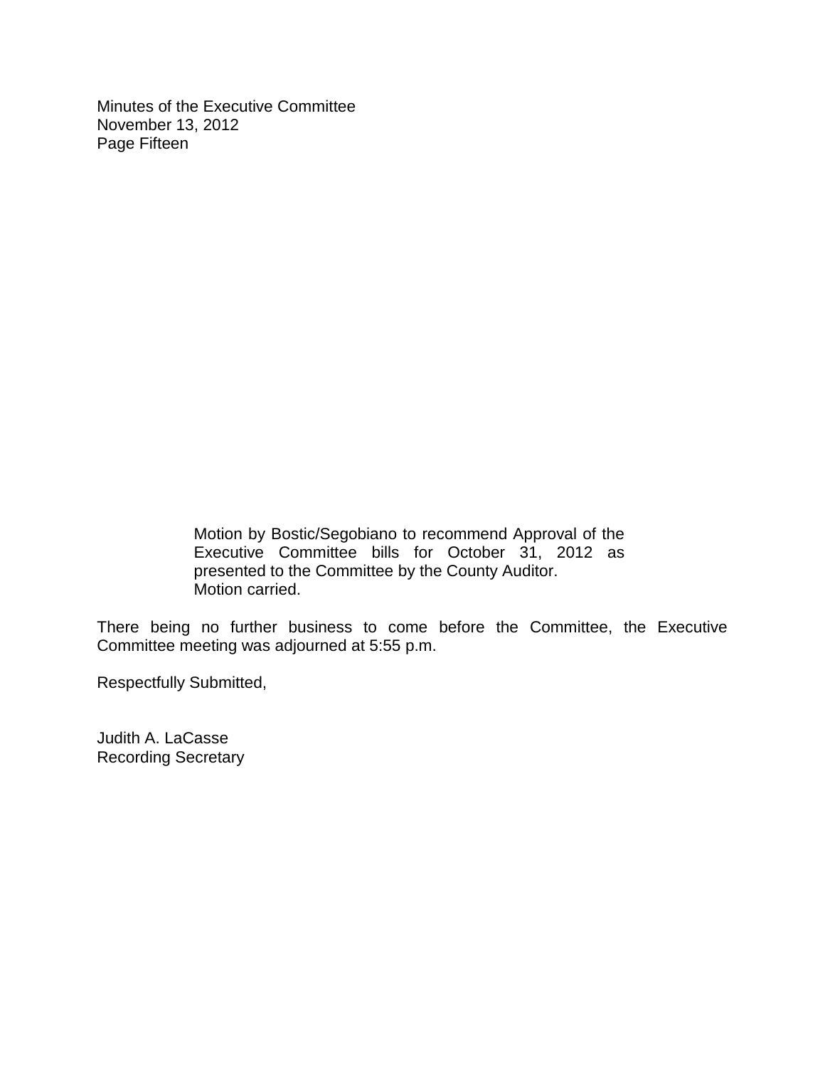Motion by Bostic/Segobiano to recommend Approval of the Executive Committee bills for October 31, 2012 as presented to the Committee by the County Auditor.
Motion carried.

There being no further business to come before the Committee, the Executive Committee meeting was adjourned at 5:55 p.m.

Respectfully Submitted,

Judith A. LaCasse
Recording Secretary